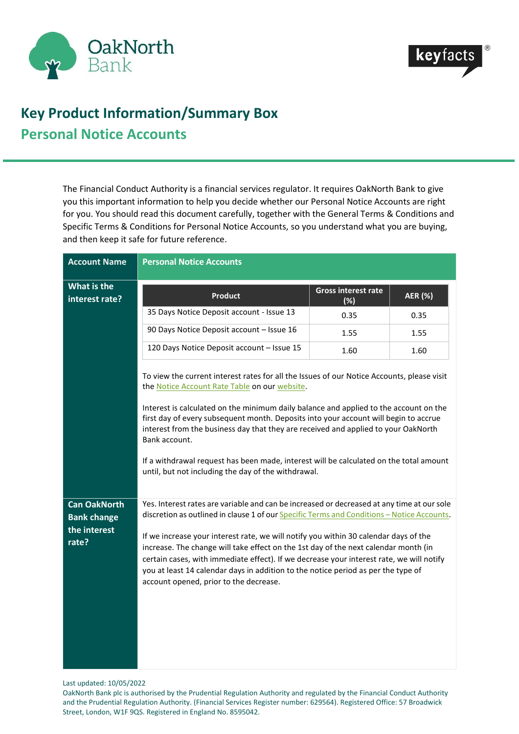# Key Product Information/Summary Box

## Personal Notice Accounts

The Financial Conduct Authority is a financial services regulator. It requires OakNorth Bank to give you this important information to help you decide whether our Personal Notice Accounts are right for you. You should read this document carefully, together with the General Terms & Conditions and Specific Terms & Conditions for Personal Notice Accounts, so you understand what you are buying, and then keep it safe for future reference.

| Account Name | Personal Notice Accounts |
|---|---|
| What is the interest rate? | See table below.<br><br>To view the current interest rates for all the Issues of our Notice Accounts, please visit the Notice Account Rate Table on our website.<br><br>Interest is calculated on the minimum daily balance and applied to the account on the first day of every subsequent month. Deposits into your account will begin to accrue interest from the business day that they are received and applied to your OakNorth Bank account.<br><br>If a withdrawal request has been made, interest will be calculated on the total amount until, but not including the day of the withdrawal. |
| Can OakNorth Bank change the interest rate? | Yes. Interest rates are variable and can be increased or decreased at any time at our sole discretion as outlined in clause 1 of our Specific Terms and Conditions – Notice Accounts.<br><br>If we increase your interest rate, we will notify you within 30 calendar days of the increase. The change will take effect on the 1st day of the next calendar month (in certain cases, with immediate effect). If we decrease your interest rate, we will notify you at least 14 calendar days in addition to the notice period as per the type of account opened, prior to the decrease. |

| Product | Gross interest rate (%) | AER (%) |
|---|---|---|
| 35 Days Notice Deposit account - Issue 13 | 0.35 | 0.35 |
| 90 Days Notice Deposit account – Issue 16 | 1.55 | 1.55 |
| 120 Days Notice Deposit account – Issue 15 | 1.60 | 1.60 |

Last updated: 10/05/2022

OakNorth Bank plc is authorised by the Prudential Regulation Authority and regulated by the Financial Conduct Authority and the Prudential Regulation Authority. (Financial Services Register number: 629564). Registered Office: 57 Broadwick Street, London, W1F 9QS. Registered in England No. 8595042.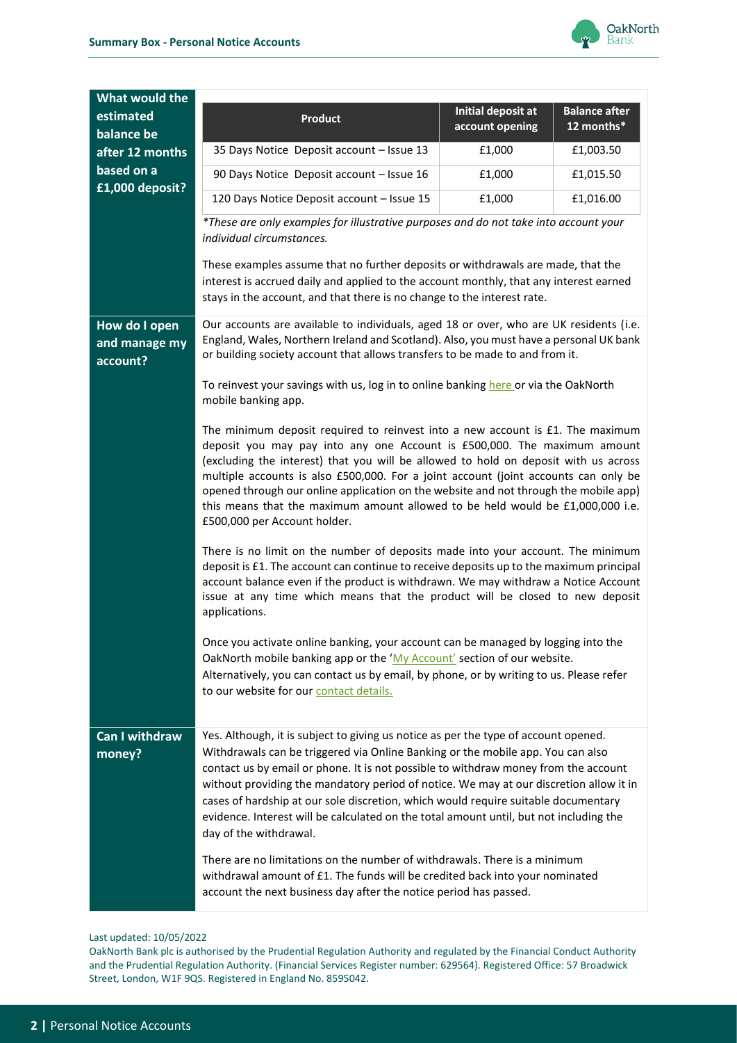| What would the estimated balance be after 12 months based on a £1,000 deposit? | |
|---|---|
| | See table below |

| Product | Initial deposit at account opening | Balance after 12 months* |
|---|---|---|
| 35 Days Notice Deposit account – Issue 13 | £1,000 | £1,003.50 |
| 90 Days Notice Deposit account – Issue 16 | £1,000 | £1,015.50 |
| 120 Days Notice Deposit account – Issue 15 | £1,000 | £1,016.00 |

*These are only examples for illustrative purposes and do not take into account your individual circumstances.*

These examples assume that no further deposits or withdrawals are made, that the interest is accrued daily and applied to the account monthly, that any interest earned stays in the account, and that there is no change to the interest rate.

## How do I open and manage my account?

Our accounts are available to individuals, aged 18 or over, who are UK residents (i.e. England, Wales, Northern Ireland and Scotland). Also, you must have a personal UK bank or building society account that allows transfers to be made to and from it.

To reinvest your savings with us, log in to online banking here or via the OakNorth mobile banking app.

The minimum deposit required to reinvest into a new account is £1. The maximum deposit you may pay into any one Account is £500,000. The maximum amount (excluding the interest) that you will be allowed to hold on deposit with us across multiple accounts is also £500,000. For a joint account (joint accounts can only be opened through our online application on the website and not through the mobile app) this means that the maximum amount allowed to be held would be £1,000,000 i.e. £500,000 per Account holder.

There is no limit on the number of deposits made into your account. The minimum deposit is £1. The account can continue to receive deposits up to the maximum principal account balance even if the product is withdrawn. We may withdraw a Notice Account issue at any time which means that the product will be closed to new deposit applications.

Once you activate online banking, your account can be managed by logging into the OakNorth mobile banking app or the 'My Account' section of our website.
Alternatively, you can contact us by email, by phone, or by writing to us. Please refer to our website for our contact details.

## Can I withdraw money?

Yes. Although, it is subject to giving us notice as per the type of account opened. Withdrawals can be triggered via Online Banking or the mobile app. You can also contact us by email or phone. It is not possible to withdraw money from the account without providing the mandatory period of notice. We may at our discretion allow it in cases of hardship at our sole discretion, which would require suitable documentary evidence. Interest will be calculated on the total amount until, but not including the day of the withdrawal.

There are no limitations on the number of withdrawals. There is a minimum withdrawal amount of £1. The funds will be credited back into your nominated account the next business day after the notice period has passed.

Last updated: 10/05/2022

OakNorth Bank plc is authorised by the Prudential Regulation Authority and regulated by the Financial Conduct Authority and the Prudential Regulation Authority. (Financial Services Register number: 629564). Registered Office: 57 Broadwick Street, London, W1F 9QS. Registered in England No. 8595042.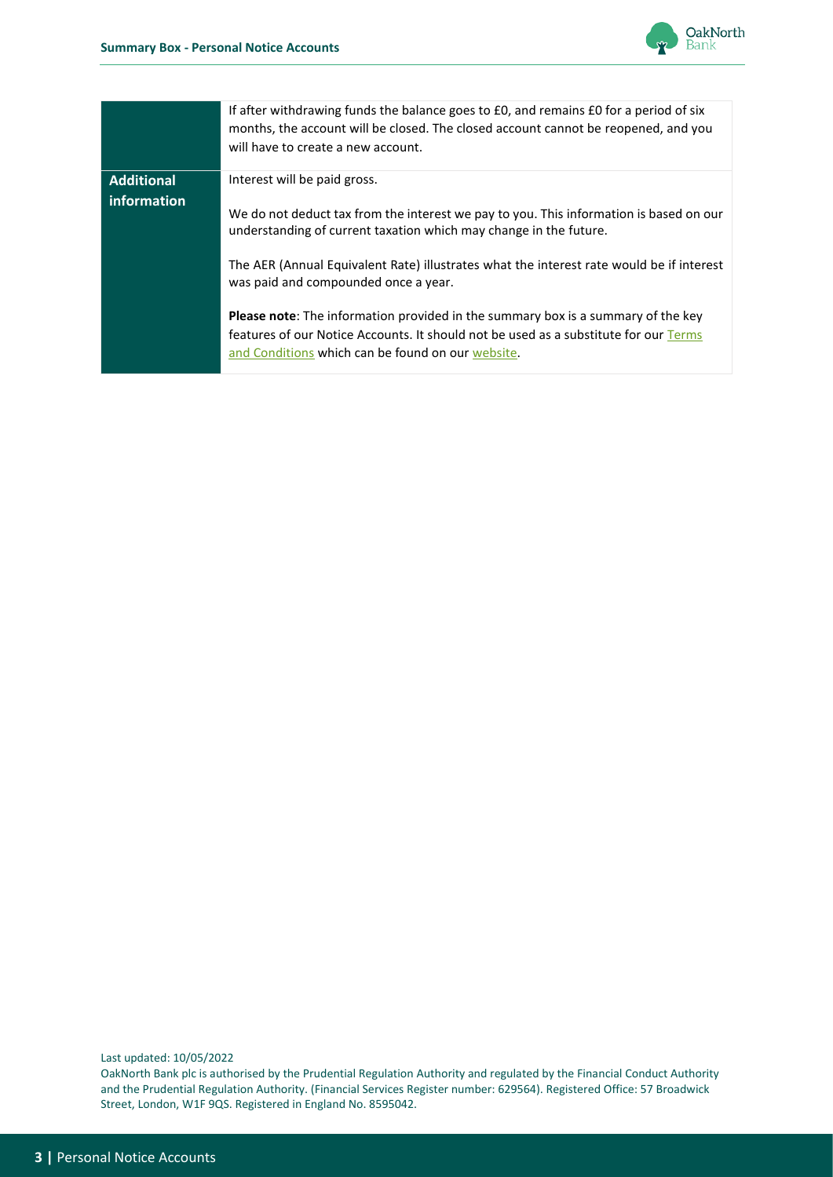| | |
|---|---|
| | If after withdrawing funds the balance goes to £0, and remains £0 for a period of six months, the account will be closed. The closed account cannot be reopened, and you will have to create a new account. |
| **Additional information** | Interest will be paid gross.<br><br>We do not deduct tax from the interest we pay to you. This information is based on our understanding of current taxation which may change in the future.<br><br>The AER (Annual Equivalent Rate) illustrates what the interest rate would be if interest was paid and compounded once a year.<br><br>**Please note**: The information provided in the summary box is a summary of the key features of our Notice Accounts. It should not be used as a substitute for our Terms and Conditions which can be found on our website. |

Last updated: 10/05/2022

OakNorth Bank plc is authorised by the Prudential Regulation Authority and regulated by the Financial Conduct Authority and the Prudential Regulation Authority. (Financial Services Register number: 629564). Registered Office: 57 Broadwick Street, London, W1F 9QS. Registered in England No. 8595042.